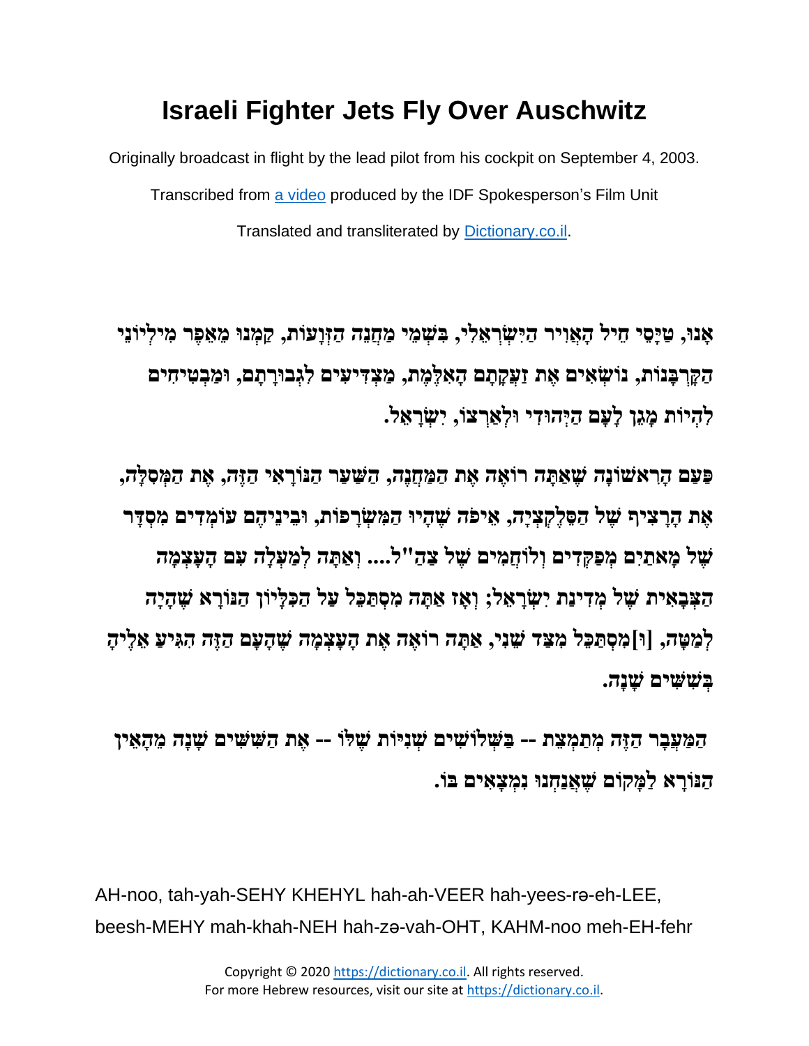# Israeli Fighter Jets Fly Over Auschwitz

Originally broadcast in flight by the lead pilot from his cockpit on September 4, 2003.

Transcribed from a video produced by the IDF Spokesperson's Film Unit

Translated and transliterated by Dictionary.co.il.

**אָנוּ, טַיָּסֵי חֵיל הָאֲוִיר הַיִּשְׂרְאֵלִי, בִּשְׁמֵי מַחֲנֵה הַזְּוָעוֹת, קַמְנוּ מֵאֵפֶר מִילְיוֹנֵי הַקָּרְבָּנוֹת, נוֹשְׂאִים אֶת זַעֲקָתָם הָאִלֶּמֶת, מַצְדִּיעִים לִגְבוּרָתָם, וּמַבְטִיחִים לִהְיוֹת מָגֵן לָעָם הַיְּהוּדִי וּלְאַרְצוֹ, יִשְׂרָאֵל.**

**פַּעַם הָרִאשׁוֹנָה שֶׁאַתָּה רוֹאֶה אֶת הַמַּחֲנֶה, הַשַּׁעַר הַנּוֹרָאִי הַזֶּה, אֶת הַמְּסִלָּה, אֶת הָרָצִיף שֶׁל הַסֶּלֶקְצְיָה, אֵיפֹה שֶׁהָיוּ הַמִּשְׂרָפוֹת, וּבֵינֵיהֶם עוֹמְדִים מִסְדָּר שֶׁל מָאתַיִם מְפַקְּדִים וְלוֹחֲמִים שֶׁל צַהַ"ל.... וְאַתָּה לְמַעְלָה עִם הָעָצְמָה הַצְּבָאִית שֶׁל מְדִינַת יִשְׂרָאֵל; וְאָז אַתָּה מִסְתַּכֵּל עַל הַכִּלָּיוֹן הַנּוֹרָא שֶׁהָיָה לְמַטָּה, [וּ]מִסְתַּכֵּל מִצַּד שֵׁנִי, אַתָּה רוֹאֶה אֶת הָעָצְמָה שֶׁהָעָם הַזֶּה הִגִּיעַ אֵלֶיהָ בְּשִׁשִּׁים שָׁנָה.**

**הַמַּעֲבָר הַזֶּה מִתַּמְצֵת -- בִּשְׁלוֹשִׁים שְׁנִיּוֹת שֶׁלּוֹ -- אֶת הַשִּׁשִּׁים שָׁנָה מֵהָאַיִן הַנּוֹרָא לַמָּקוֹם שֶׁאֲנַחְנוּ נִמְצָאִים בּוֹ.**

AH-noo, tah-yah-SEHY KHEHYL hah-ah-VEER hah-yees-rə-eh-LEE, beesh-MEHY mah-khah-NEH hah-zə-vah-OHT, KAHM-noo meh-EH-fehr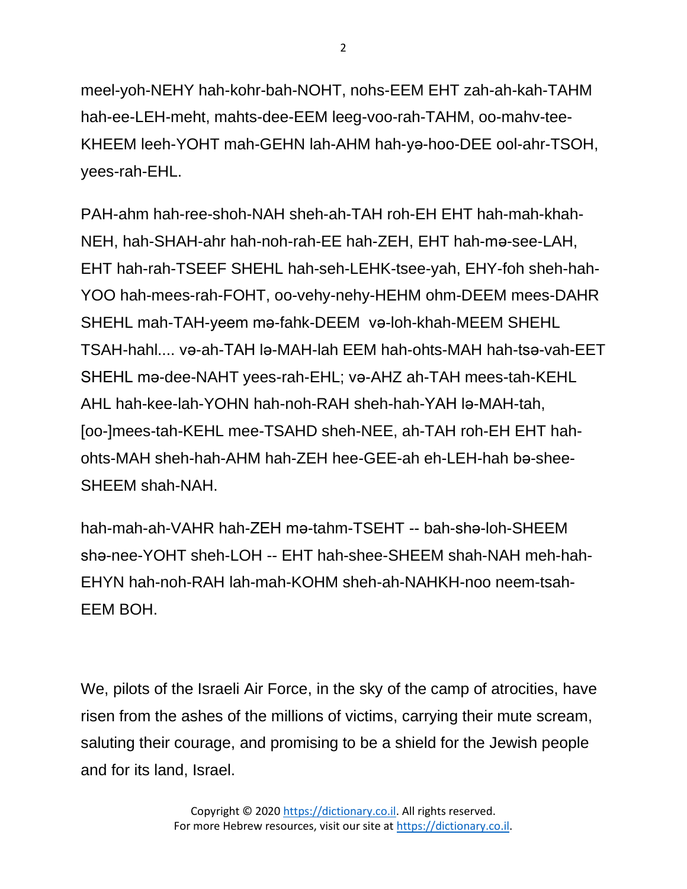meel-yoh-NEHY hah-kohr-bah-NOHT, nohs-EEM EHT zah-ah-kah-TAHM hah-ee-LEH-meht, mahts-dee-EEM leeg-voo-rah-TAHM, oo-mahv-tee-KHEEM leeh-YOHT mah-GEHN lah-AHM hah-yə-hoo-DEE ool-ahr-TSOH, yees-rah-EHL.

PAH-ahm hah-ree-shoh-NAH sheh-ah-TAH roh-EH EHT hah-mah-khah-NEH, hah-SHAH-ahr hah-noh-rah-EE hah-ZEH, EHT hah-mə-see-LAH, EHT hah-rah-TSEEF SHEHL hah-seh-LEHK-tsee-yah, EHY-foh sheh-hah-YOO hah-mees-rah-FOHT, oo-vehy-nehy-HEHM ohm-DEEM mees-DAHR SHEHL mah-TAH-yeem mə-fahk-DEEM  və-loh-khah-MEEM SHEHL TSAH-hahl.... və-ah-TAH lə-MAH-lah EEM hah-ohts-MAH hah-tsə-vah-EET SHEHL mə-dee-NAHT yees-rah-EHL; və-AHZ ah-TAH mees-tah-KEHL AHL hah-kee-lah-YOHN hah-noh-RAH sheh-hah-YAH lə-MAH-tah, [oo-]mees-tah-KEHL mee-TSAHD sheh-NEE, ah-TAH roh-EH EHT hah-ohts-MAH sheh-hah-AHM hah-ZEH hee-GEE-ah eh-LEH-hah bə-shee-SHEEM shah-NAH.

hah-mah-ah-VAHR hah-ZEH mə-tahm-TSEHT -- bah-shə-loh-SHEEM shə-nee-YOHT sheh-LOH -- EHT hah-shee-SHEEM shah-NAH meh-hah-EHYN hah-noh-RAH lah-mah-KOHM sheh-ah-NAHKH-noo neem-tsah-EEM BOH.

We, pilots of the Israeli Air Force, in the sky of the camp of atrocities, have risen from the ashes of the millions of victims, carrying their mute scream, saluting their courage, and promising to be a shield for the Jewish people and for its land, Israel.

Copyright © 2020 https://dictionary.co.il. All rights reserved.
For more Hebrew resources, visit our site at https://dictionary.co.il.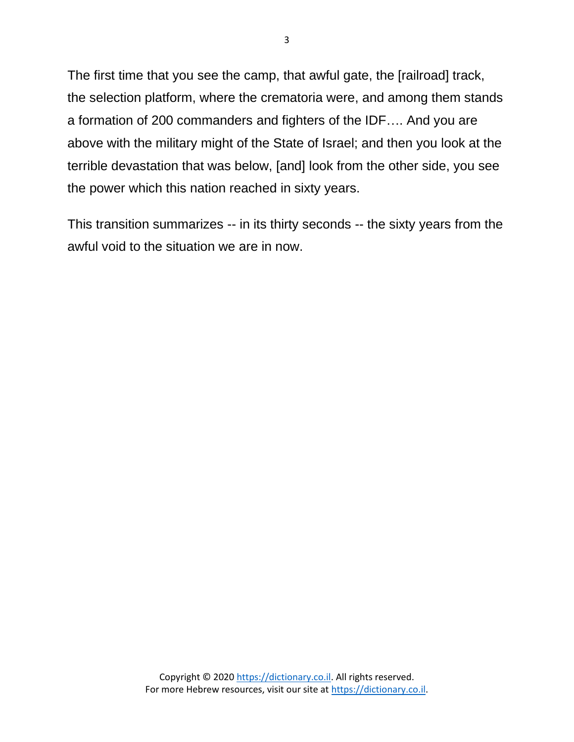The first time that you see the camp, that awful gate, the [railroad] track, the selection platform, where the crematoria were, and among them stands a formation of 200 commanders and fighters of the IDF…. And you are above with the military might of the State of Israel; and then you look at the terrible devastation that was below, [and] look from the other side, you see the power which this nation reached in sixty years.

This transition summarizes -- in its thirty seconds -- the sixty years from the awful void to the situation we are in now.

Copyright © 2020 https://dictionary.co.il. All rights reserved.
For more Hebrew resources, visit our site at https://dictionary.co.il.